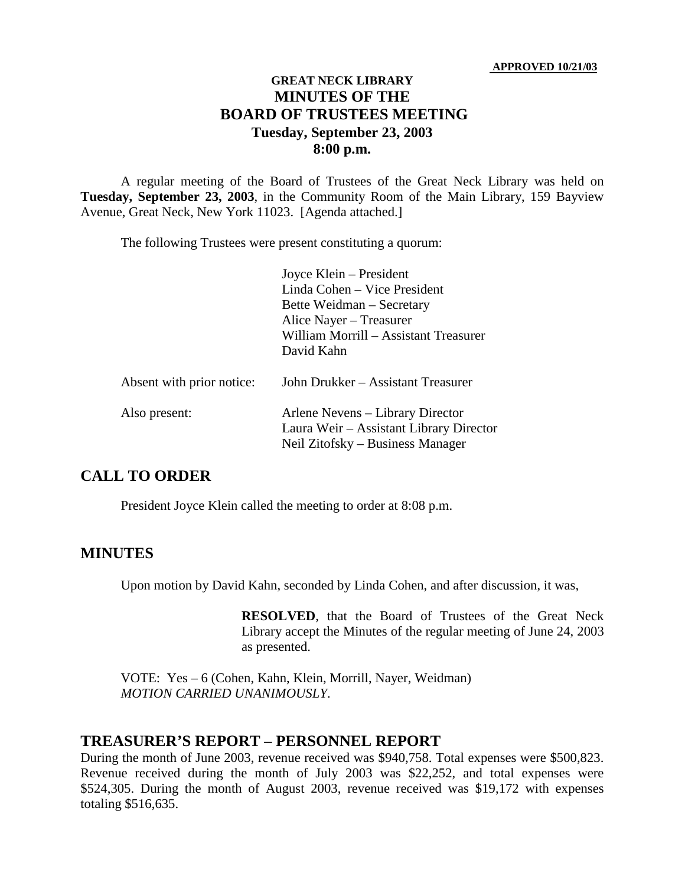**APPROVED 10/21/03**

# GREAT NECK LIBRARY
# MINUTES OF THE
# BOARD OF TRUSTEES MEETING
## Tuesday, September 23, 2003
## 8:00 p.m.

A regular meeting of the Board of Trustees of the Great Neck Library was held on **Tuesday, September 23, 2003**, in the Community Room of the Main Library, 159 Bayview Avenue, Great Neck, New York 11023. [Agenda attached.]

The following Trustees were present constituting a quorum:

Joyce Klein – President
Linda Cohen – Vice President
Bette Weidman – Secretary
Alice Nayer – Treasurer
William Morrill – Assistant Treasurer
David Kahn

Absent with prior notice: John Drukker – Assistant Treasurer

Also present: Arlene Nevens – Library Director
Laura Weir – Assistant Library Director
Neil Zitofsky – Business Manager

## CALL TO ORDER

President Joyce Klein called the meeting to order at 8:08 p.m.

## MINUTES

Upon motion by David Kahn, seconded by Linda Cohen, and after discussion, it was,

> **RESOLVED**, that the Board of Trustees of the Great Neck Library accept the Minutes of the regular meeting of June 24, 2003 as presented.

VOTE: Yes – 6 (Cohen, Kahn, Klein, Morrill, Nayer, Weidman)
*MOTION CARRIED UNANIMOUSLY*.

## TREASURER'S REPORT – PERSONNEL REPORT

During the month of June 2003, revenue received was $940,758. Total expenses were $500,823. Revenue received during the month of July 2003 was $22,252, and total expenses were $524,305. During the month of August 2003, revenue received was $19,172 with expenses totaling $516,635.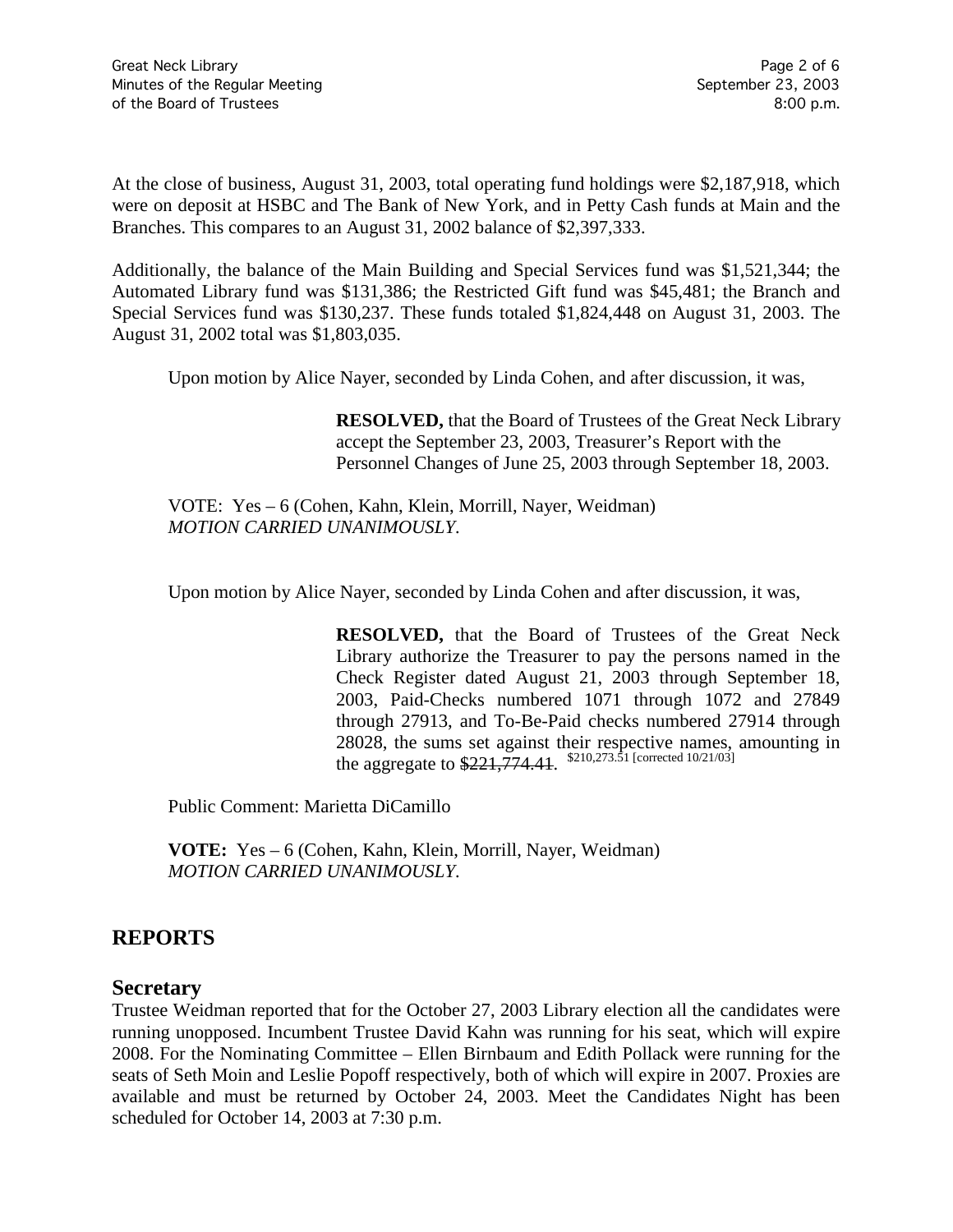At the close of business, August 31, 2003, total operating fund holdings were $2,187,918, which were on deposit at HSBC and The Bank of New York, and in Petty Cash funds at Main and the Branches. This compares to an August 31, 2002 balance of $2,397,333.

Additionally, the balance of the Main Building and Special Services fund was $1,521,344; the Automated Library fund was $131,386; the Restricted Gift fund was $45,481; the Branch and Special Services fund was $130,237. These funds totaled $1,824,448 on August 31, 2003. The August 31, 2002 total was $1,803,035.

Upon motion by Alice Nayer, seconded by Linda Cohen, and after discussion, it was,

> **RESOLVED,** that the Board of Trustees of the Great Neck Library accept the September 23, 2003, Treasurer's Report with the Personnel Changes of June 25, 2003 through September 18, 2003.

VOTE: Yes – 6 (Cohen, Kahn, Klein, Morrill, Nayer, Weidman)
*MOTION CARRIED UNANIMOUSLY.*

Upon motion by Alice Nayer, seconded by Linda Cohen and after discussion, it was,

> **RESOLVED,** that the Board of Trustees of the Great Neck Library authorize the Treasurer to pay the persons named in the Check Register dated August 21, 2003 through September 18, 2003, Paid-Checks numbered 1071 through 1072 and 27849 through 27913, and To-Be-Paid checks numbered 27914 through 28028, the sums set against their respective names, amounting in the aggregate to ~~$221,774.41~~. $210,273.51 [corrected 10/21/03]

Public Comment: Marietta DiCamillo

**VOTE:** Yes – 6 (Cohen, Kahn, Klein, Morrill, Nayer, Weidman)
*MOTION CARRIED UNANIMOUSLY.*

# REPORTS

## Secretary

Trustee Weidman reported that for the October 27, 2003 Library election all the candidates were running unopposed. Incumbent Trustee David Kahn was running for his seat, which will expire 2008. For the Nominating Committee – Ellen Birnbaum and Edith Pollack were running for the seats of Seth Moin and Leslie Popoff respectively, both of which will expire in 2007. Proxies are available and must be returned by October 24, 2003. Meet the Candidates Night has been scheduled for October 14, 2003 at 7:30 p.m.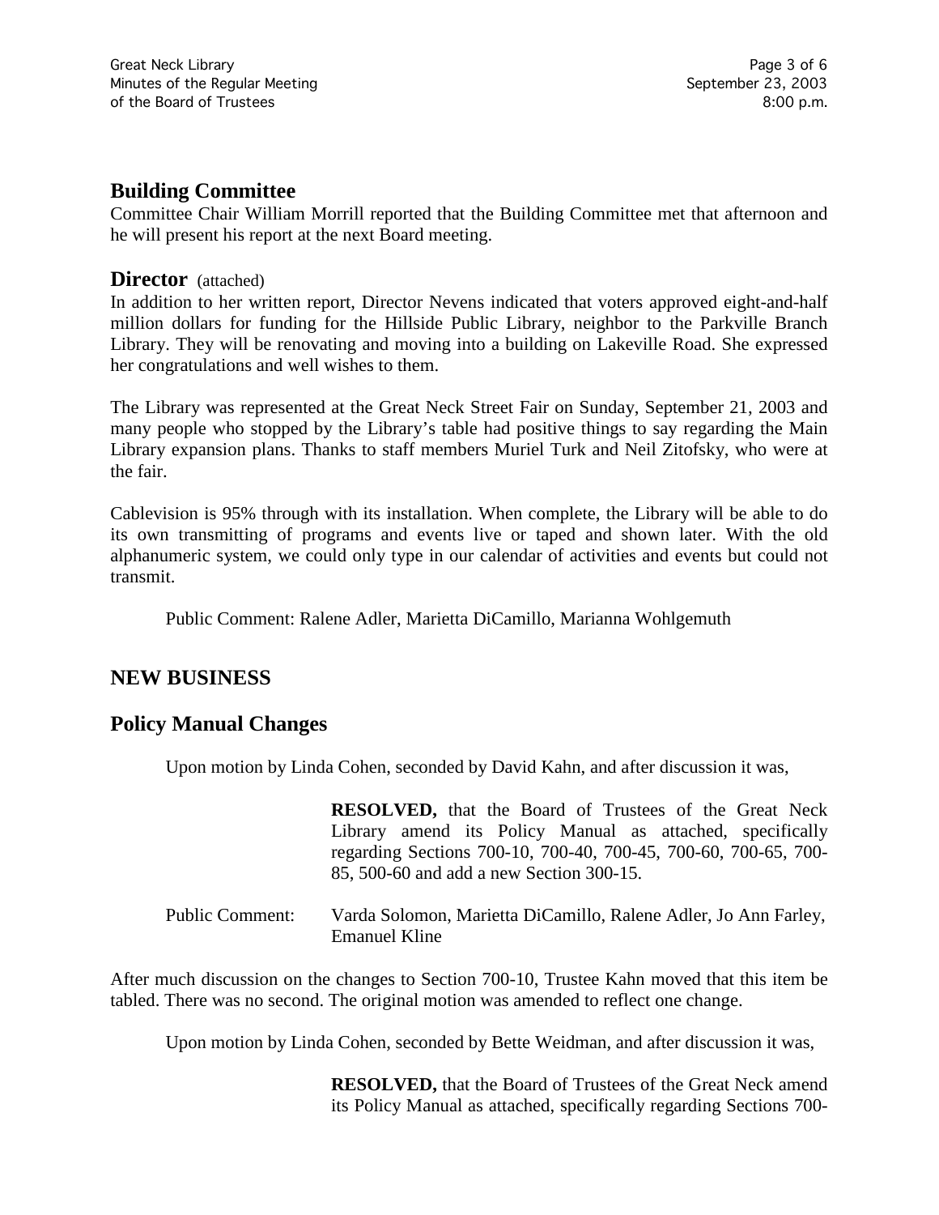## Building Committee

Committee Chair William Morrill reported that the Building Committee met that afternoon and he will present his report at the next Board meeting.

## Director (attached)

In addition to her written report, Director Nevens indicated that voters approved eight-and-half million dollars for funding for the Hillside Public Library, neighbor to the Parkville Branch Library. They will be renovating and moving into a building on Lakeville Road. She expressed her congratulations and well wishes to them.

The Library was represented at the Great Neck Street Fair on Sunday, September 21, 2003 and many people who stopped by the Library's table had positive things to say regarding the Main Library expansion plans. Thanks to staff members Muriel Turk and Neil Zitofsky, who were at the fair.

Cablevision is 95% through with its installation. When complete, the Library will be able to do its own transmitting of programs and events live or taped and shown later. With the old alphanumeric system, we could only type in our calendar of activities and events but could not transmit.

Public Comment: Ralene Adler, Marietta DiCamillo, Marianna Wohlgemuth

## NEW BUSINESS

## Policy Manual Changes

Upon motion by Linda Cohen, seconded by David Kahn, and after discussion it was,

> **RESOLVED,** that the Board of Trustees of the Great Neck Library amend its Policy Manual as attached, specifically regarding Sections 700-10, 700-40, 700-45, 700-60, 700-65, 700-85, 500-60 and add a new Section 300-15.

Public Comment: Varda Solomon, Marietta DiCamillo, Ralene Adler, Jo Ann Farley, Emanuel Kline

After much discussion on the changes to Section 700-10, Trustee Kahn moved that this item be tabled. There was no second. The original motion was amended to reflect one change.

Upon motion by Linda Cohen, seconded by Bette Weidman, and after discussion it was,

> **RESOLVED,** that the Board of Trustees of the Great Neck amend its Policy Manual as attached, specifically regarding Sections 700-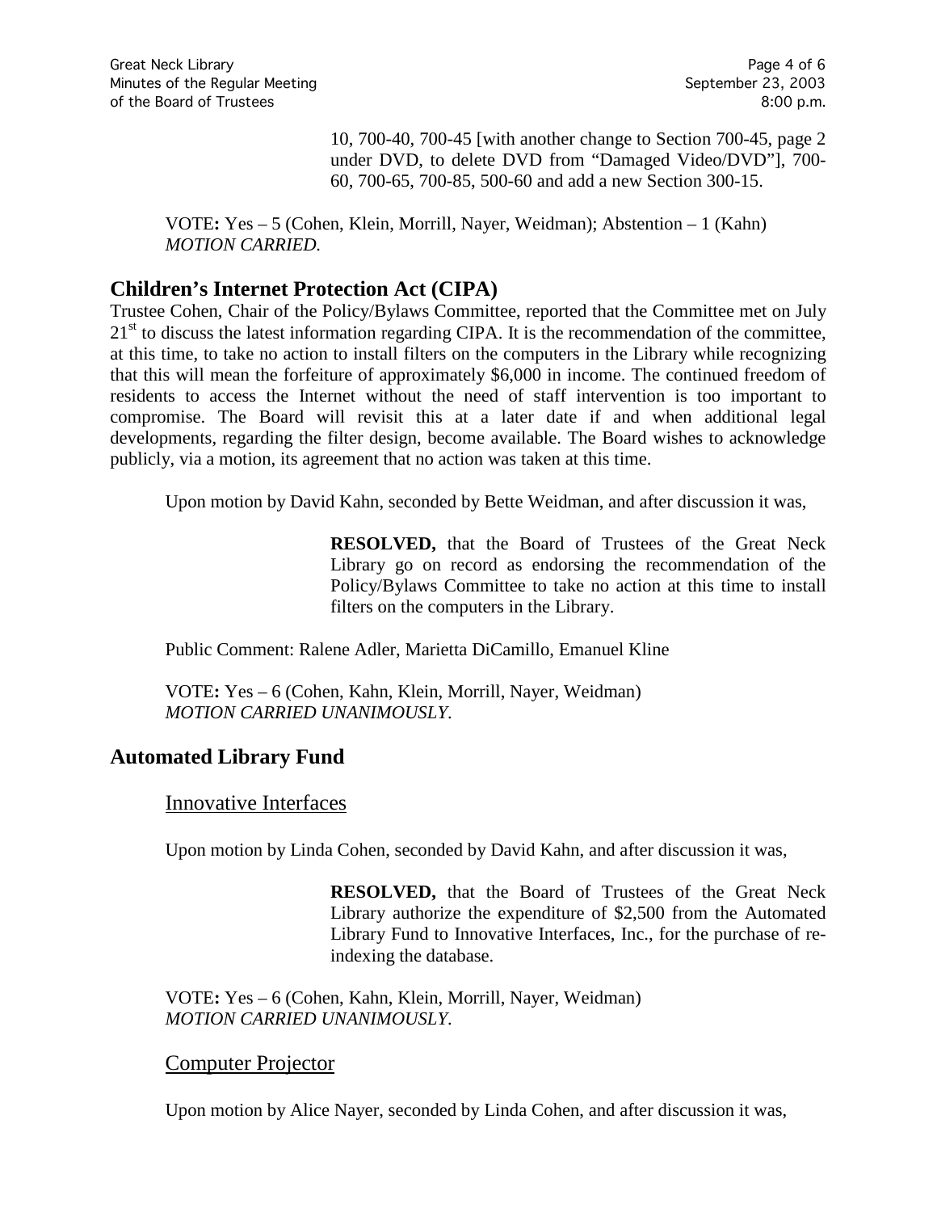10, 700-40, 700-45 [with another change to Section 700-45, page 2 under DVD, to delete DVD from "Damaged Video/DVD"], 700-60, 700-65, 700-85, 500-60 and add a new Section 300-15.

VOTE**:** Yes – 5 (Cohen, Klein, Morrill, Nayer, Weidman); Abstention – 1 (Kahn)
*MOTION CARRIED.*

## Children's Internet Protection Act (CIPA)

Trustee Cohen, Chair of the Policy/Bylaws Committee, reported that the Committee met on July 21st to discuss the latest information regarding CIPA. It is the recommendation of the committee, at this time, to take no action to install filters on the computers in the Library while recognizing that this will mean the forfeiture of approximately $6,000 in income. The continued freedom of residents to access the Internet without the need of staff intervention is too important to compromise. The Board will revisit this at a later date if and when additional legal developments, regarding the filter design, become available. The Board wishes to acknowledge publicly, via a motion, its agreement that no action was taken at this time.

Upon motion by David Kahn, seconded by Bette Weidman, and after discussion it was,

> **RESOLVED,** that the Board of Trustees of the Great Neck Library go on record as endorsing the recommendation of the Policy/Bylaws Committee to take no action at this time to install filters on the computers in the Library.

Public Comment: Ralene Adler, Marietta DiCamillo, Emanuel Kline

VOTE**:** Yes – 6 (Cohen, Kahn, Klein, Morrill, Nayer, Weidman)
*MOTION CARRIED UNANIMOUSLY.*

## Automated Library Fund

### Innovative Interfaces

Upon motion by Linda Cohen, seconded by David Kahn, and after discussion it was,

> **RESOLVED,** that the Board of Trustees of the Great Neck Library authorize the expenditure of $2,500 from the Automated Library Fund to Innovative Interfaces, Inc., for the purchase of re-indexing the database.

VOTE**:** Yes – 6 (Cohen, Kahn, Klein, Morrill, Nayer, Weidman)
*MOTION CARRIED UNANIMOUSLY.*

### Computer Projector

Upon motion by Alice Nayer, seconded by Linda Cohen, and after discussion it was,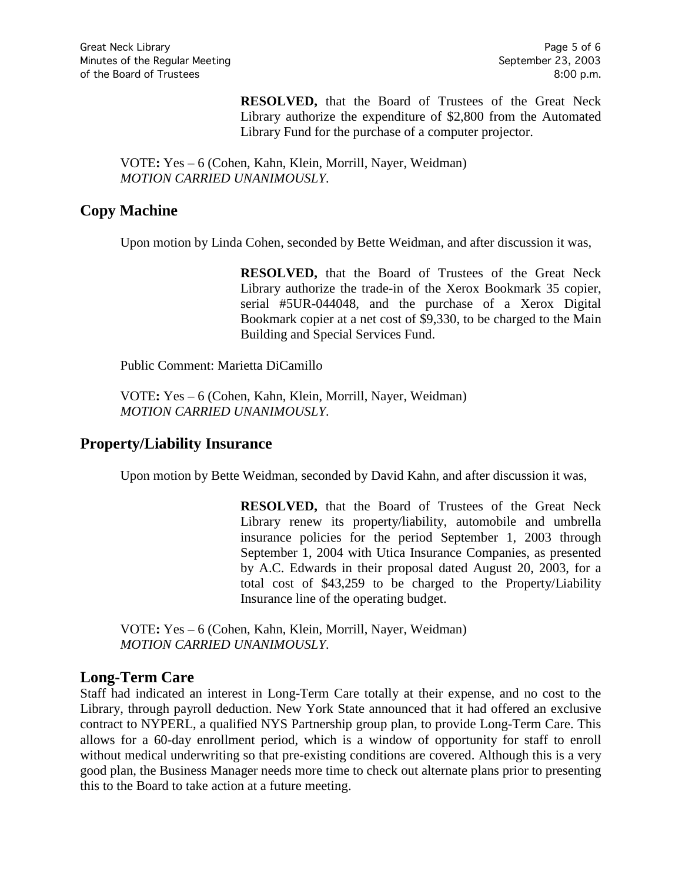**RESOLVED,** that the Board of Trustees of the Great Neck Library authorize the expenditure of $2,800 from the Automated Library Fund for the purchase of a computer projector.

VOTE**:** Yes – 6 (Cohen, Kahn, Klein, Morrill, Nayer, Weidman)
*MOTION CARRIED UNANIMOUSLY.*

## Copy Machine

Upon motion by Linda Cohen, seconded by Bette Weidman, and after discussion it was,

**RESOLVED,** that the Board of Trustees of the Great Neck Library authorize the trade-in of the Xerox Bookmark 35 copier, serial #5UR-044048, and the purchase of a Xerox Digital Bookmark copier at a net cost of $9,330, to be charged to the Main Building and Special Services Fund.

Public Comment: Marietta DiCamillo

VOTE**:** Yes – 6 (Cohen, Kahn, Klein, Morrill, Nayer, Weidman)
*MOTION CARRIED UNANIMOUSLY.*

## Property/Liability Insurance

Upon motion by Bette Weidman, seconded by David Kahn, and after discussion it was,

**RESOLVED,** that the Board of Trustees of the Great Neck Library renew its property/liability, automobile and umbrella insurance policies for the period September 1, 2003 through September 1, 2004 with Utica Insurance Companies, as presented by A.C. Edwards in their proposal dated August 20, 2003, for a total cost of $43,259 to be charged to the Property/Liability Insurance line of the operating budget.

VOTE**:** Yes – 6 (Cohen, Kahn, Klein, Morrill, Nayer, Weidman)
*MOTION CARRIED UNANIMOUSLY.*

## Long-Term Care

Staff had indicated an interest in Long-Term Care totally at their expense, and no cost to the Library, through payroll deduction. New York State announced that it had offered an exclusive contract to NYPERL, a qualified NYS Partnership group plan, to provide Long-Term Care. This allows for a 60-day enrollment period, which is a window of opportunity for staff to enroll without medical underwriting so that pre-existing conditions are covered. Although this is a very good plan, the Business Manager needs more time to check out alternate plans prior to presenting this to the Board to take action at a future meeting.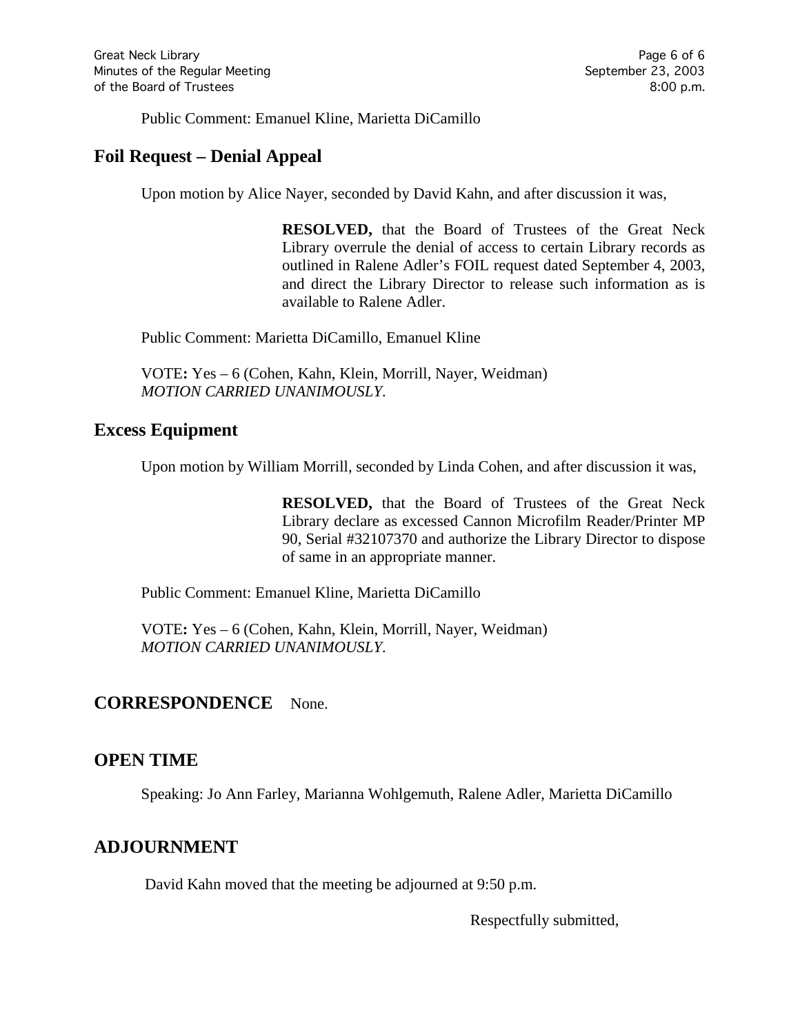Public Comment: Emanuel Kline, Marietta DiCamillo

## Foil Request – Denial Appeal

Upon motion by Alice Nayer, seconded by David Kahn, and after discussion it was,

> **RESOLVED,** that the Board of Trustees of the Great Neck Library overrule the denial of access to certain Library records as outlined in Ralene Adler's FOIL request dated September 4, 2003, and direct the Library Director to release such information as is available to Ralene Adler.

Public Comment: Marietta DiCamillo, Emanuel Kline

VOTE**:** Yes – 6 (Cohen, Kahn, Klein, Morrill, Nayer, Weidman)
*MOTION CARRIED UNANIMOUSLY.*

## Excess Equipment

Upon motion by William Morrill, seconded by Linda Cohen, and after discussion it was,

> **RESOLVED,** that the Board of Trustees of the Great Neck Library declare as excessed Cannon Microfilm Reader/Printer MP 90, Serial #32107370 and authorize the Library Director to dispose of same in an appropriate manner.

Public Comment: Emanuel Kline, Marietta DiCamillo

VOTE**:** Yes – 6 (Cohen, Kahn, Klein, Morrill, Nayer, Weidman)
*MOTION CARRIED UNANIMOUSLY.*

## CORRESPONDENCE None.

## OPEN TIME

Speaking: Jo Ann Farley, Marianna Wohlgemuth, Ralene Adler, Marietta DiCamillo

## ADJOURNMENT

David Kahn moved that the meeting be adjourned at 9:50 p.m.

Respectfully submitted,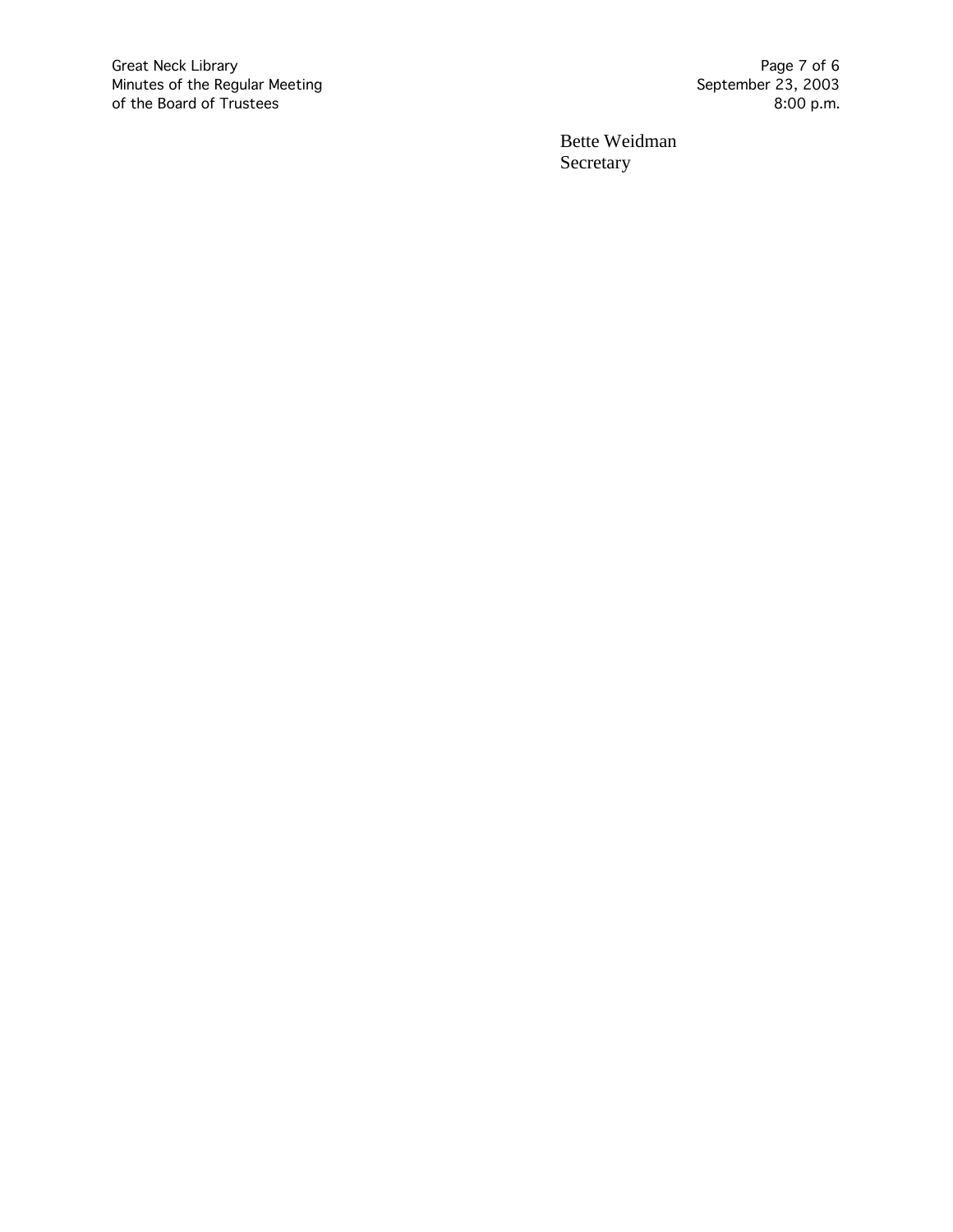Bette Weidman
Secretary